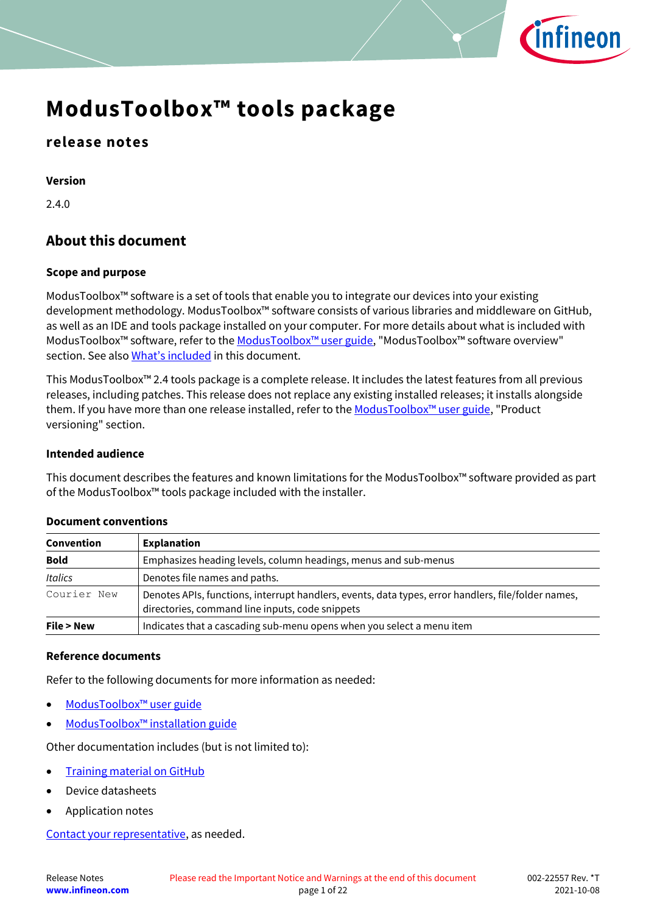# ModusToolbox™ tools package

## release notes

**Version**

2.4.0

## About this document

### Scope and purpose

ModusToolbox™ software is a set of tools that enable you to integrate our devices into your existing development methodology. ModusToolbox™ software consists of various libraries and middleware on GitHub, as well as an IDE and tools package installed on your computer. For more details about what is included with ModusToolbox™ software, refer to the ModusToolbox™ user guide, "ModusToolbox™ software overview" section. See also What's included in this document.

This ModusToolbox™ 2.4 tools package is a complete release. It includes the latest features from all previous releases, including patches. This release does not replace any existing installed releases; it installs alongside them. If you have more than one release installed, refer to the ModusToolbox™ user guide, "Product versioning" section.

### Intended audience

This document describes the features and known limitations for the ModusToolbox™ software provided as part of the ModusToolbox™ tools package included with the installer.

### Document conventions

| Convention | Explanation |
| --- | --- |
| **Bold** | Emphasizes heading levels, column headings, menus and sub-menus |
| *Italics* | Denotes file names and paths. |
| `Courier New` | Denotes APIs, functions, interrupt handlers, events, data types, error handlers, file/folder names, directories, command line inputs, code snippets |
| **File > New** | Indicates that a cascading sub-menu opens when you select a menu item |

### Reference documents

Refer to the following documents for more information as needed:

- ModusToolbox™ user guide
- ModusToolbox™ installation guide

Other documentation includes (but is not limited to):

- Training material on GitHub
- Device datasheets
- Application notes

Contact your representative, as needed.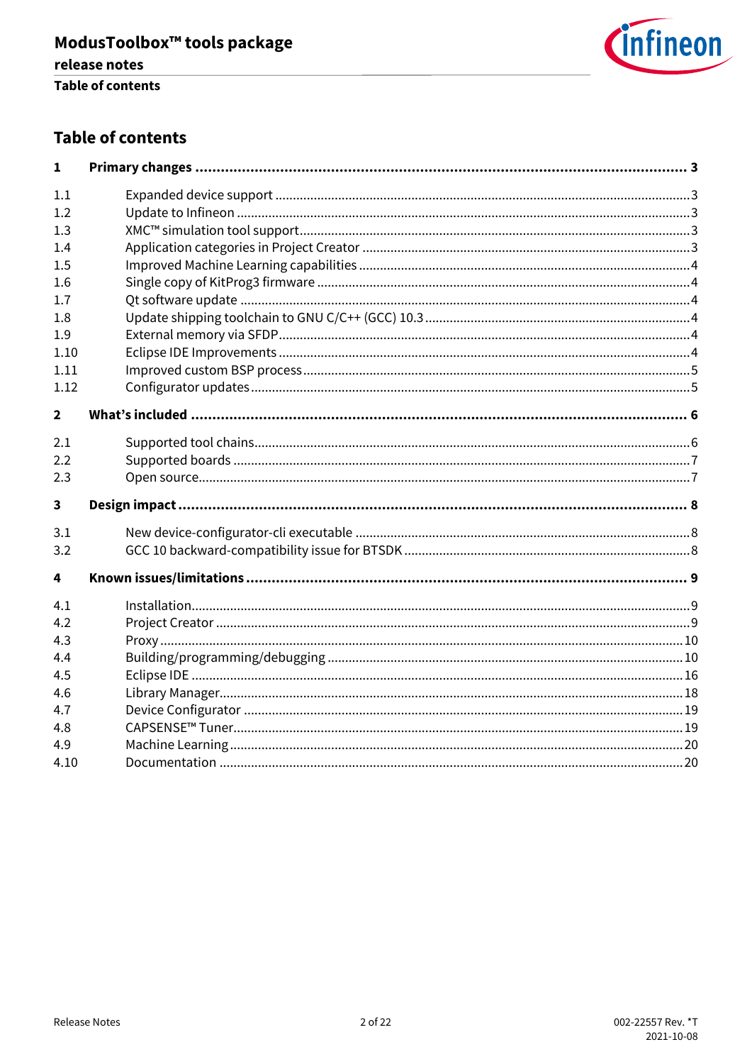# Table of contents

**1 Primary changes ..... 3**

- 1.1 Expanded device support ..... 3
- 1.2 Update to Infineon ..... 3
- 1.3 XMC™ simulation tool support ..... 3
- 1.4 Application categories in Project Creator ..... 3
- 1.5 Improved Machine Learning capabilities ..... 4
- 1.6 Single copy of KitProg3 firmware ..... 4
- 1.7 Qt software update ..... 4
- 1.8 Update shipping toolchain to GNU C/C++ (GCC) 10.3 ..... 4
- 1.9 External memory via SFDP ..... 4
- 1.10 Eclipse IDE Improvements ..... 4
- 1.11 Improved custom BSP process ..... 5
- 1.12 Configurator updates ..... 5

**2 What's included ..... 6**

- 2.1 Supported tool chains ..... 6
- 2.2 Supported boards ..... 7
- 2.3 Open source ..... 7

**3 Design impact ..... 8**

- 3.1 New device-configurator-cli executable ..... 8
- 3.2 GCC 10 backward-compatibility issue for BTSDK ..... 8

**4 Known issues/limitations ..... 9**

- 4.1 Installation ..... 9
- 4.2 Project Creator ..... 9
- 4.3 Proxy ..... 10
- 4.4 Building/programming/debugging ..... 10
- 4.5 Eclipse IDE ..... 16
- 4.6 Library Manager ..... 18
- 4.7 Device Configurator ..... 19
- 4.8 CAPSENSE™ Tuner ..... 19
- 4.9 Machine Learning ..... 20
- 4.10 Documentation ..... 20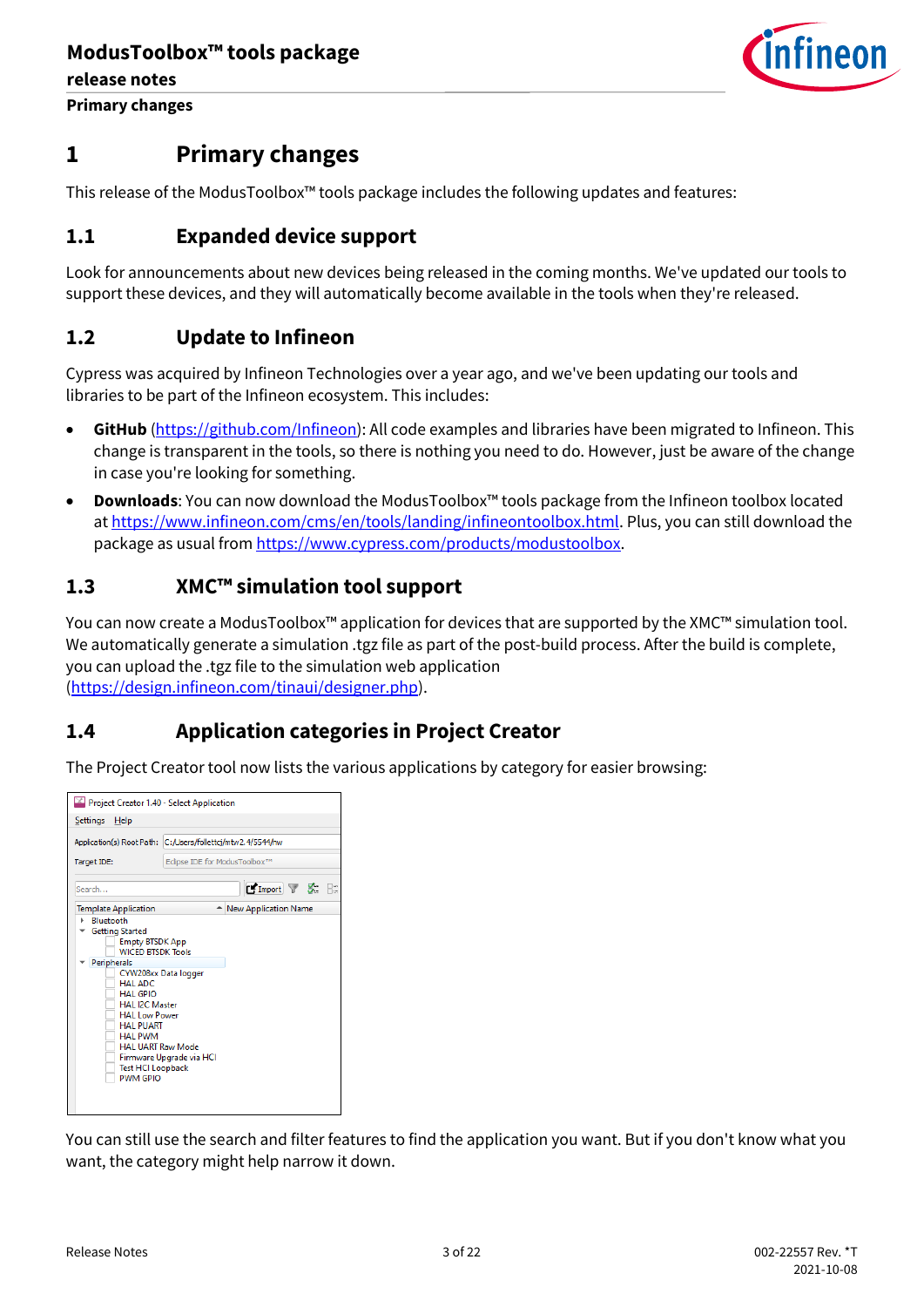# 1 Primary changes

This release of the ModusToolbox™ tools package includes the following updates and features:

## 1.1 Expanded device support

Look for announcements about new devices being released in the coming months. We've updated our tools to support these devices, and they will automatically become available in the tools when they're released.

## 1.2 Update to Infineon

Cypress was acquired by Infineon Technologies over a year ago, and we've been updating our tools and libraries to be part of the Infineon ecosystem. This includes:

- **GitHub** (https://github.com/Infineon): All code examples and libraries have been migrated to Infineon. This change is transparent in the tools, so there is nothing you need to do. However, just be aware of the change in case you're looking for something.
- **Downloads**: You can now download the ModusToolbox™ tools package from the Infineon toolbox located at https://www.infineon.com/cms/en/tools/landing/infineontoolbox.html. Plus, you can still download the package as usual from https://www.cypress.com/products/modustoolbox.

## 1.3 XMC™ simulation tool support

You can now create a ModusToolbox™ application for devices that are supported by the XMC™ simulation tool. We automatically generate a simulation .tgz file as part of the post-build process. After the build is complete, you can upload the .tgz file to the simulation web application (https://design.infineon.com/tinaui/designer.php).

## 1.4 Application categories in Project Creator

The Project Creator tool now lists the various applications by category for easier browsing:

You can still use the search and filter features to find the application you want. But if you don't know what you want, the category might help narrow it down.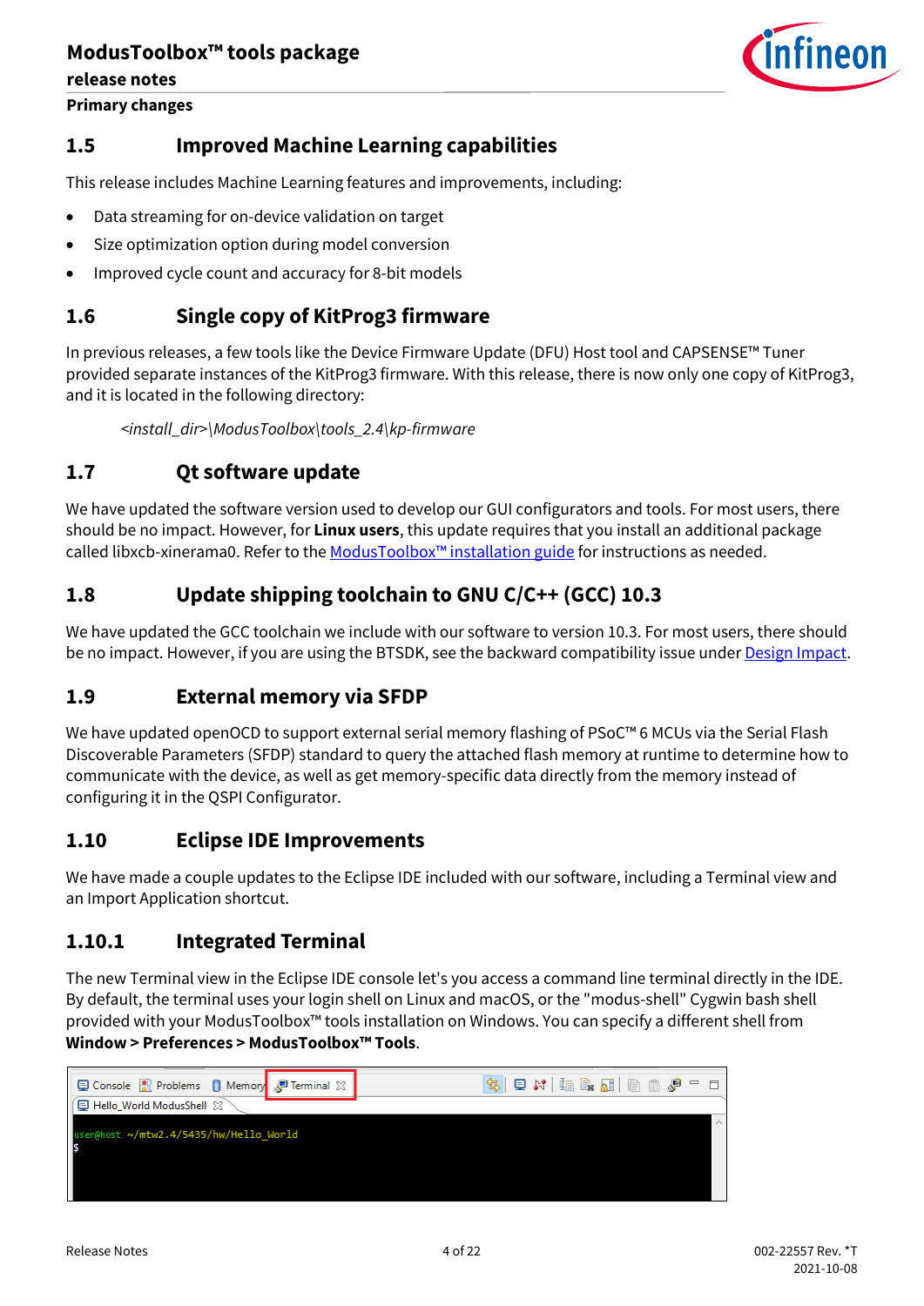## 1.5 Improved Machine Learning capabilities

This release includes Machine Learning features and improvements, including:

- Data streaming for on-device validation on target
- Size optimization option during model conversion
- Improved cycle count and accuracy for 8-bit models

## 1.6 Single copy of KitProg3 firmware

In previous releases, a few tools like the Device Firmware Update (DFU) Host tool and CAPSENSE™ Tuner provided separate instances of the KitProg3 firmware. With this release, there is now only one copy of KitProg3, and it is located in the following directory:

*<install_dir>\ModusToolbox\tools_2.4\kp-firmware*

## 1.7 Qt software update

We have updated the software version used to develop our GUI configurators and tools. For most users, there should be no impact. However, for **Linux users**, this update requires that you install an additional package called libxcb-xinerama0. Refer to the ModusToolbox™ installation guide for instructions as needed.

## 1.8 Update shipping toolchain to GNU C/C++ (GCC) 10.3

We have updated the GCC toolchain we include with our software to version 10.3. For most users, there should be no impact. However, if you are using the BTSDK, see the backward compatibility issue under Design Impact.

## 1.9 External memory via SFDP

We have updated openOCD to support external serial memory flashing of PSoC™ 6 MCUs via the Serial Flash Discoverable Parameters (SFDP) standard to query the attached flash memory at runtime to determine how to communicate with the device, as well as get memory-specific data directly from the memory instead of configuring it in the QSPI Configurator.

## 1.10 Eclipse IDE Improvements

We have made a couple updates to the Eclipse IDE included with our software, including a Terminal view and an Import Application shortcut.

### 1.10.1 Integrated Terminal

The new Terminal view in the Eclipse IDE console let's you access a command line terminal directly in the IDE. By default, the terminal uses your login shell on Linux and macOS, or the "modus-shell" Cygwin bash shell provided with your ModusToolbox™ tools installation on Windows. You can specify a different shell from **Window > Preferences > ModusToolbox™ Tools**.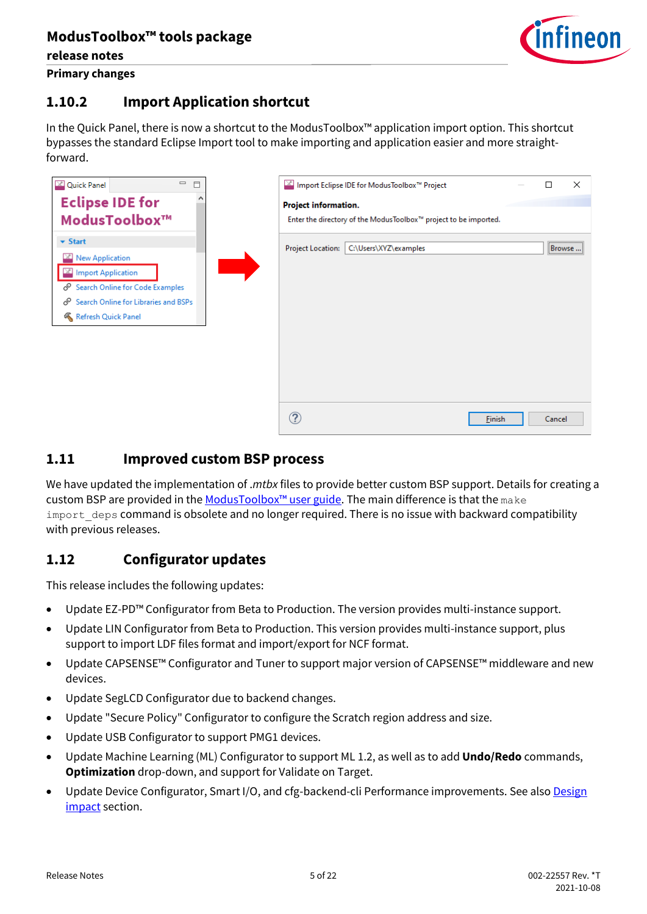### 1.10.2 Import Application shortcut

In the Quick Panel, there is now a shortcut to the ModusToolbox™ application import option. This shortcut bypasses the standard Eclipse Import tool to make importing and application easier and more straight-forward.

## 1.11 Improved custom BSP process

We have updated the implementation of *.mtbx* files to provide better custom BSP support. Details for creating a custom BSP are provided in the ModusToolbox™ user guide. The main difference is that the `make import_deps` command is obsolete and no longer required. There is no issue with backward compatibility with previous releases.

## 1.12 Configurator updates

This release includes the following updates:

- Update EZ-PD™ Configurator from Beta to Production. The version provides multi-instance support.
- Update LIN Configurator from Beta to Production. This version provides multi-instance support, plus support to import LDF files format and import/export for NCF format.
- Update CAPSENSE™ Configurator and Tuner to support major version of CAPSENSE™ middleware and new devices.
- Update SegLCD Configurator due to backend changes.
- Update "Secure Policy" Configurator to configure the Scratch region address and size.
- Update USB Configurator to support PMG1 devices.
- Update Machine Learning (ML) Configurator to support ML 1.2, as well as to add **Undo/Redo** commands, **Optimization** drop-down, and support for Validate on Target.
- Update Device Configurator, Smart I/O, and cfg-backend-cli Performance improvements. See also Design impact section.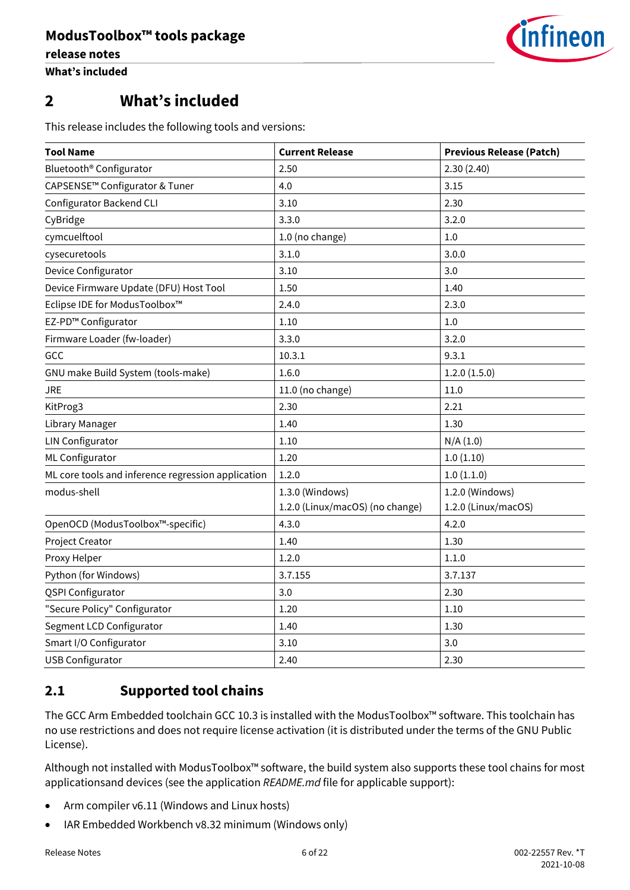## 2 What's included

This release includes the following tools and versions:

| Tool Name | Current Release | Previous Release (Patch) |
|---|---|---|
| Bluetooth® Configurator | 2.50 | 2.30 (2.40) |
| CAPSENSE™ Configurator & Tuner | 4.0 | 3.15 |
| Configurator Backend CLI | 3.10 | 2.30 |
| CyBridge | 3.3.0 | 3.2.0 |
| cymcuelftool | 1.0 (no change) | 1.0 |
| cysecuretools | 3.1.0 | 3.0.0 |
| Device Configurator | 3.10 | 3.0 |
| Device Firmware Update (DFU) Host Tool | 1.50 | 1.40 |
| Eclipse IDE for ModusToolbox™ | 2.4.0 | 2.3.0 |
| EZ-PD™ Configurator | 1.10 | 1.0 |
| Firmware Loader (fw-loader) | 3.3.0 | 3.2.0 |
| GCC | 10.3.1 | 9.3.1 |
| GNU make Build System (tools-make) | 1.6.0 | 1.2.0 (1.5.0) |
| JRE | 11.0 (no change) | 11.0 |
| KitProg3 | 2.30 | 2.21 |
| Library Manager | 1.40 | 1.30 |
| LIN Configurator | 1.10 | N/A (1.0) |
| ML Configurator | 1.20 | 1.0 (1.10) |
| ML core tools and inference regression application | 1.2.0 | 1.0 (1.1.0) |
| modus-shell | 1.3.0 (Windows)<br>1.2.0 (Linux/macOS) (no change) | 1.2.0 (Windows)<br>1.2.0 (Linux/macOS) |
| OpenOCD (ModusToolbox™-specific) | 4.3.0 | 4.2.0 |
| Project Creator | 1.40 | 1.30 |
| Proxy Helper | 1.2.0 | 1.1.0 |
| Python (for Windows) | 3.7.155 | 3.7.137 |
| QSPI Configurator | 3.0 | 2.30 |
| "Secure Policy" Configurator | 1.20 | 1.10 |
| Segment LCD Configurator | 1.40 | 1.30 |
| Smart I/O Configurator | 3.10 | 3.0 |
| USB Configurator | 2.40 | 2.30 |

### 2.1 Supported tool chains

The GCC Arm Embedded toolchain GCC 10.3 is installed with the ModusToolbox™ software. This toolchain has no use restrictions and does not require license activation (it is distributed under the terms of the GNU Public License).

Although not installed with ModusToolbox™ software, the build system also supports these tool chains for most applicationsand devices (see the application *README.md* file for applicable support):

- Arm compiler v6.11 (Windows and Linux hosts)
- IAR Embedded Workbench v8.32 minimum (Windows only)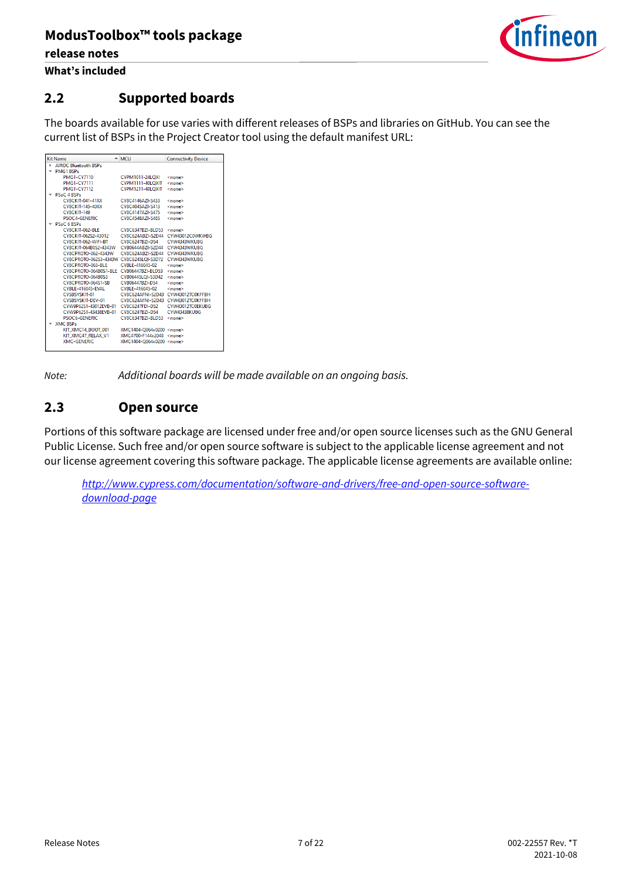## 2.2 Supported boards

The boards available for use varies with different releases of BSPs and libraries on GitHub. You can see the current list of BSPs in the Project Creator tool using the default manifest URL:

| Kit Name | MCU | Connectivity Device |
|---|---|---|
| ▸ AIROC Bluetooth BSPs | | |
| ▾ PMG1 BSPs | | |
| PMG1-CY7110 | CYPM1011-24LQXI | <none> |
| PMG1-CY7111 | CYPM1111-40LQXIT | <none> |
| PMG1-CY7112 | CYPM1211-40LQXIT | <none> |
| ▾ PSoC 4 BSPs | | |
| CY8CKIT-041-41XX | CY8C4146AZI-S433 | <none> |
| CY8CKIT-145-40XX | CY8C4045AZI-S413 | <none> |
| CY8CKIT-149 | CY8C4147AZI-S475 | <none> |
| PSOC4-GENERIC | CY8C4548AZI-S485 | <none> |
| ▾ PSoC 6 BSPs | | |
| CY8CKIT-062-BLE | CY8C6347BZI-BLD53 | <none> |
| CY8CKIT-062S2-43012 | CY8C624ABZI-S2D44 | CYW43012C0WKWBG |
| CY8CKIT-062-WIFI-BT | CY8C6247BZI-D54 | CYW4343WKUBG |
| CY8CKIT-064B0S2-4343W | CYB0644ABZI-S2D44 | CYW4343WKUBG |
| CY8CPROTO-062-4343W | CY8C624ABZI-S2D44 | CYW4343WKUBG |
| CY8CPROTO-062S3-4343W | CY8C6245LQI-S3D72 | CYW4343WKUBG |
| CY8CPROTO-063-BLE | CYBLE-416045-02 | <none> |
| CY8CPROTO-064B0S1-BLE | CYB06447BZI-BLD53 | <none> |
| CY8CPROTO-064B0S3 | CYB06445LQI-S3D42 | <none> |
| CY8CPROTO-064S1-SB | CYB06447BZI-D54 | <none> |
| CYBLE-416045-EVAL | CYBLE-416045-02 | <none> |
| CYSBSYSKIT-01 | CY8C624AFNI-S2D43 | CYW43012TC0KFFBH |
| CYSBSYSKIT-DEV-01 | CY8C624AFNI-S2D43 | CYW43012TC0KFFBH |
| CYW9P62S1-43012EVB-01 | CY8C6247FDI-D52 | CYW43012TC0EKUBG |
| CYW9P62S1-43438EVB-01 | CY8C6247BZI-D54 | CYW43438KUBG |
| PSOC6-GENERIC | CY8C6347BZI-BLD53 | <none> |
| ▾ XMC BSPs | | |
| KIT_XMC14_BOOT_001 | XMC1404-Q064x0200 | <none> |
| KIT_XMC47_RELAX_V1 | XMC4700-F144x2048 | <none> |
| XMC-GENERIC | XMC1404-Q064x0200 | <none> |

*Note:* *Additional boards will be made available on an ongoing basis.*

## 2.3 Open source

Portions of this software package are licensed under free and/or open source licenses such as the GNU General Public License. Such free and/or open source software is subject to the applicable license agreement and not our license agreement covering this software package. The applicable license agreements are available online:

http://www.cypress.com/documentation/software-and-drivers/free-and-open-source-software-download-page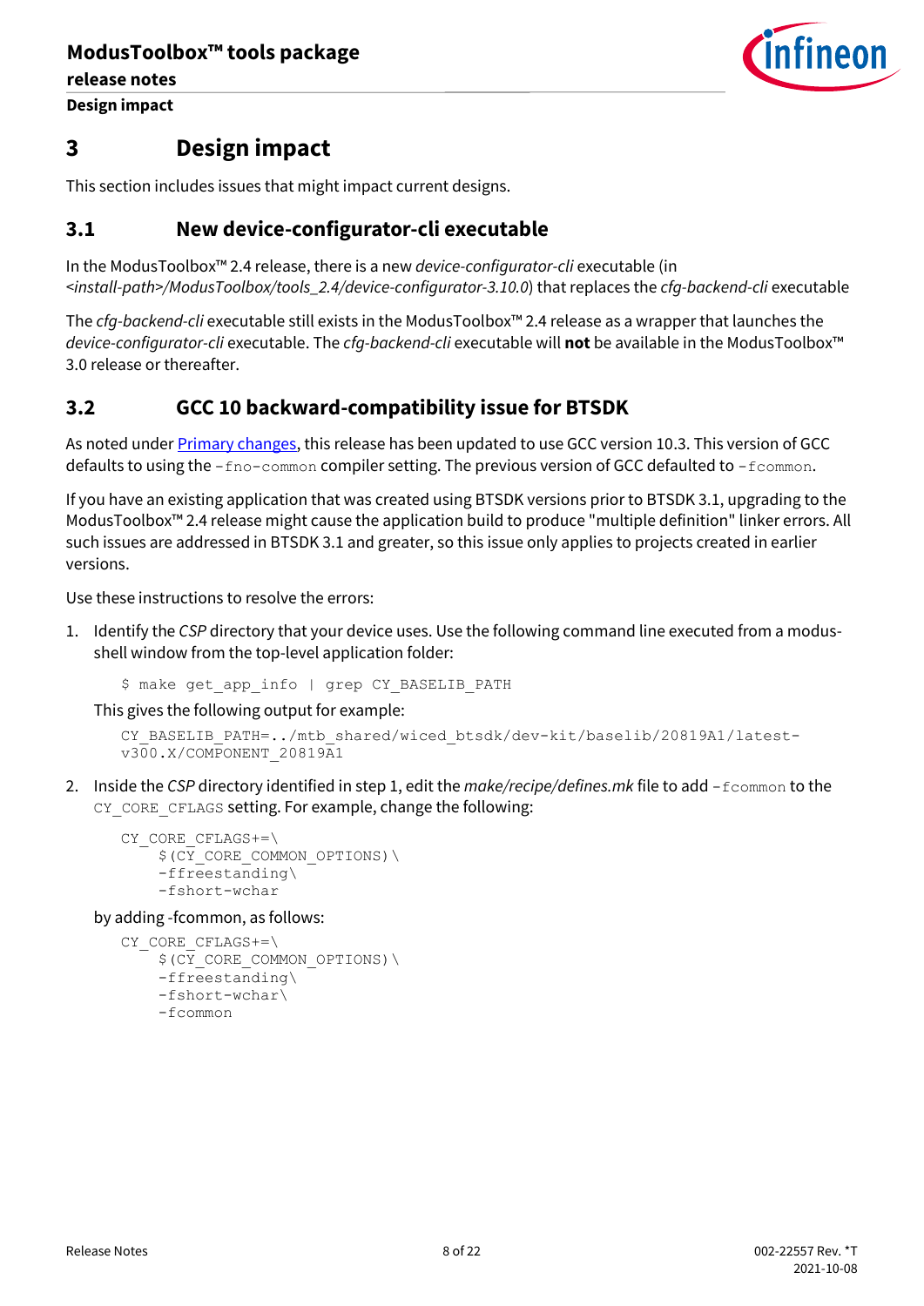# 3 Design impact

This section includes issues that might impact current designs.

## 3.1 New device-configurator-cli executable

In the ModusToolbox™ 2.4 release, there is a new *device-configurator-cli* executable (in *<install-path>/ModusToolbox/tools_2.4/device-configurator-3.10.0*) that replaces the *cfg-backend-cli* executable

The *cfg-backend-cli* executable still exists in the ModusToolbox™ 2.4 release as a wrapper that launches the *device-configurator-cli* executable. The *cfg-backend-cli* executable will **not** be available in the ModusToolbox™ 3.0 release or thereafter.

## 3.2 GCC 10 backward-compatibility issue for BTSDK

As noted under Primary changes, this release has been updated to use GCC version 10.3. This version of GCC defaults to using the `-fno-common` compiler setting. The previous version of GCC defaulted to `-fcommon`.

If you have an existing application that was created using BTSDK versions prior to BTSDK 3.1, upgrading to the ModusToolbox™ 2.4 release might cause the application build to produce "multiple definition" linker errors. All such issues are addressed in BTSDK 3.1 and greater, so this issue only applies to projects created in earlier versions.

Use these instructions to resolve the errors:

1. Identify the *CSP* directory that your device uses. Use the following command line executed from a modus-shell window from the top-level application folder:

   ```
   $ make get_app_info | grep CY_BASELIB_PATH
   ```

   This gives the following output for example:

   ```
   CY_BASELIB_PATH=../mtb_shared/wiced_btsdk/dev-kit/baselib/20819A1/latest-v300.X/COMPONENT_20819A1
   ```

2. Inside the *CSP* directory identified in step 1, edit the *make/recipe/defines.mk* file to add `-fcommon` to the `CY_CORE_CFLAGS` setting. For example, change the following:

   ```
   CY_CORE_CFLAGS+=\
       $(CY_CORE_COMMON_OPTIONS)\
       -ffreestanding\
       -fshort-wchar
   ```

   by adding -fcommon, as follows:

   ```
   CY_CORE_CFLAGS+=\
       $(CY_CORE_COMMON_OPTIONS)\
       -ffreestanding\
       -fshort-wchar\
       -fcommon
   ```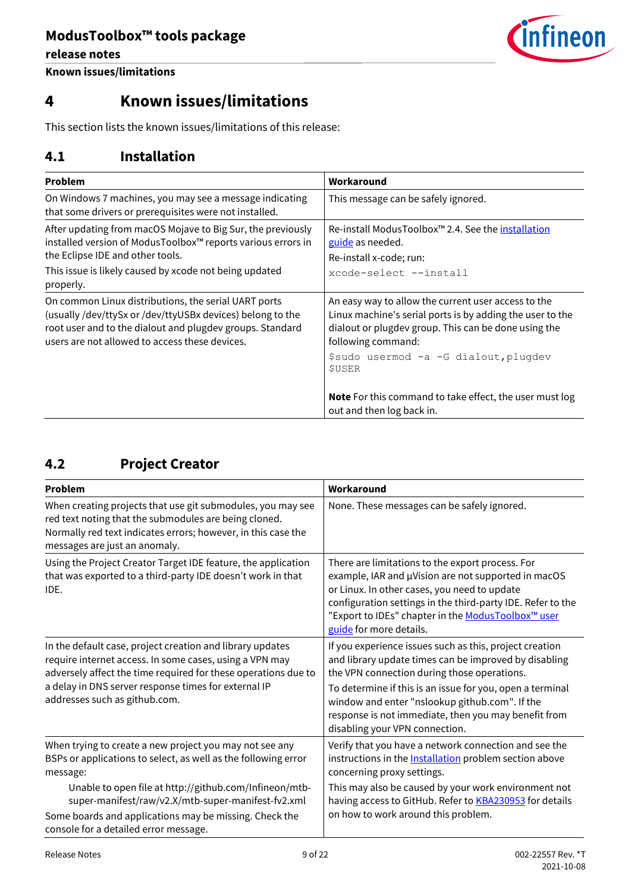# 4 Known issues/limitations

This section lists the known issues/limitations of this release:

## 4.1 Installation

| Problem | Workaround |
|---|---|
| On Windows 7 machines, you may see a message indicating that some drivers or prerequisites were not installed. | This message can be safely ignored. |
| After updating from macOS Mojave to Big Sur, the previously installed version of ModusToolbox™ reports various errors in the Eclipse IDE and other tools. This issue is likely caused by xcode not being updated properly. | Re-install ModusToolbox™ 2.4. See the installation guide as needed. Re-install x-code; run: `xcode-select --install` |
| On common Linux distributions, the serial UART ports (usually /dev/ttySx or /dev/ttyUSBx devices) belong to the root user and to the dialout and plugdev groups. Standard users are not allowed to access these devices. | An easy way to allow the current user access to the Linux machine's serial ports is by adding the user to the dialout or plugdev group. This can be done using the following command: `$sudo usermod -a -G dialout,plugdev $USER` **Note** For this command to take effect, the user must log out and then log back in. |

## 4.2 Project Creator

| Problem | Workaround |
|---|---|
| When creating projects that use git submodules, you may see red text noting that the submodules are being cloned. Normally red text indicates errors; however, in this case the messages are just an anomaly. | None. These messages can be safely ignored. |
| Using the Project Creator Target IDE feature, the application that was exported to a third-party IDE doesn't work in that IDE. | There are limitations to the export process. For example, IAR and µVision are not supported in macOS or Linux. In other cases, you need to update configuration settings in the third-party IDE. Refer to the "Export to IDEs" chapter in the ModusToolbox™ user guide for more details. |
| In the default case, project creation and library updates require internet access. In some cases, using a VPN may adversely affect the time required for these operations due to a delay in DNS server response times for external IP addresses such as github.com. | If you experience issues such as this, project creation and library update times can be improved by disabling the VPN connection during those operations. To determine if this is an issue for you, open a terminal window and enter "nslookup github.com". If the response is not immediate, then you may benefit from disabling your VPN connection. |
| When trying to create a new project you may not see any BSPs or applications to select, as well as the following error message: Unable to open file at http://github.com/Infineon/mtb-super-manifest/raw/v2.X/mtb-super-manifest-fv2.xml Some boards and applications may be missing. Check the console for a detailed error message. | Verify that you have a network connection and see the instructions in the Installation problem section above concerning proxy settings. This may also be caused by your work environment not having access to GitHub. Refer to KBA230953 for details on how to work around this problem. |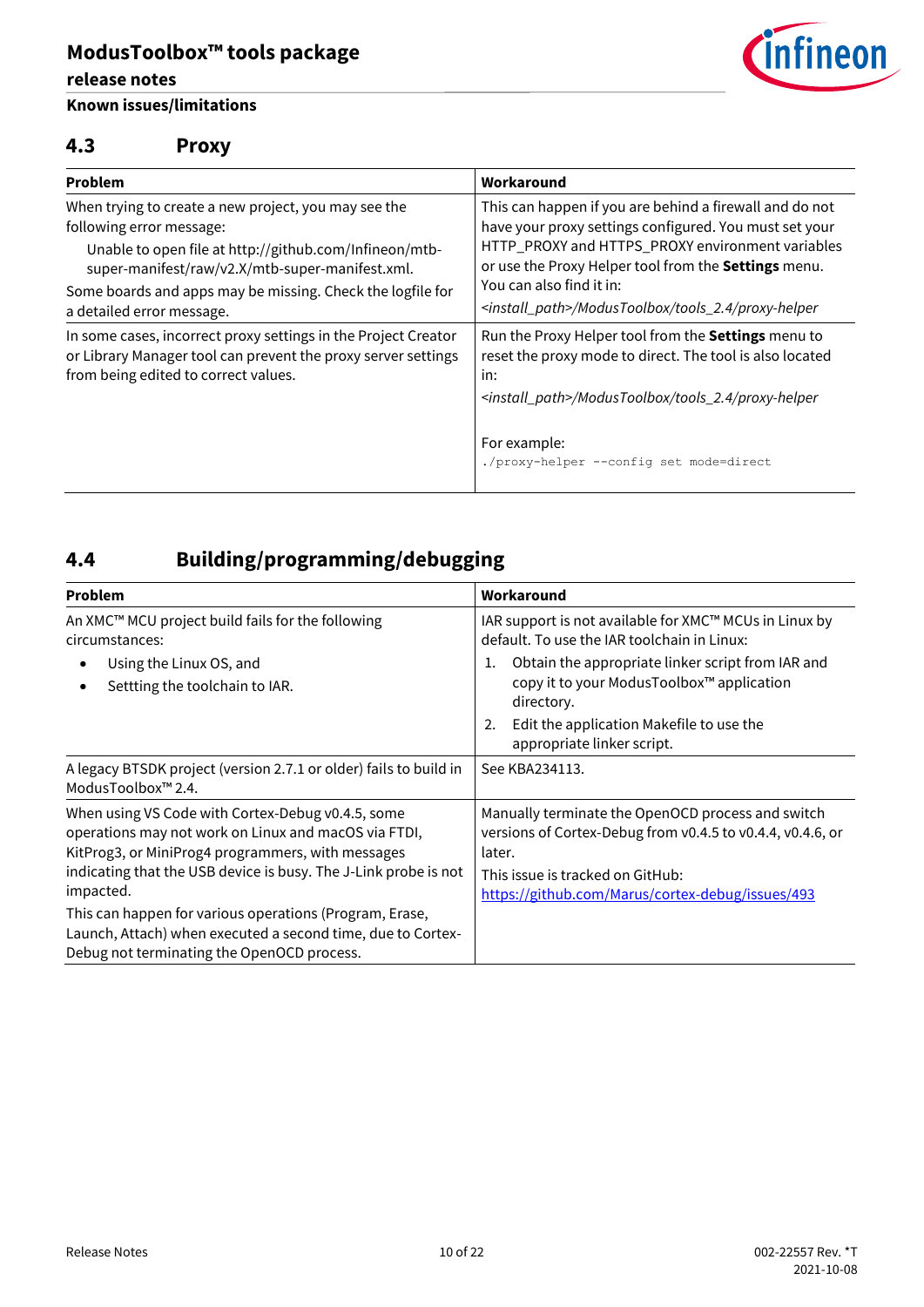## 4.3 Proxy

| Problem | Workaround |
| --- | --- |
| When trying to create a new project, you may see the following error message:<br>Unable to open file at http://github.com/Infineon/mtb-super-manifest/raw/v2.X/mtb-super-manifest.xml.<br>Some boards and apps may be missing. Check the logfile for a detailed error message. | This can happen if you are behind a firewall and do not have your proxy settings configured. You must set your HTTP_PROXY and HTTPS_PROXY environment variables or use the Proxy Helper tool from the **Settings** menu. You can also find it in:<br>*<install_path>/ModusToolbox/tools_2.4/proxy-helper* |
| In some cases, incorrect proxy settings in the Project Creator or Library Manager tool can prevent the proxy server settings from being edited to correct values. | Run the Proxy Helper tool from the **Settings** menu to reset the proxy mode to direct. The tool is also located in:<br>*<install_path>/ModusToolbox/tools_2.4/proxy-helper*<br><br>For example:<br>`./proxy-helper --config set mode=direct` |

## 4.4 Building/programming/debugging

| Problem | Workaround |
| --- | --- |
| An XMC™ MCU project build fails for the following circumstances:<br>• Using the Linux OS, and<br>• Settting the toolchain to IAR. | IAR support is not available for XMC™ MCUs in Linux by default. To use the IAR toolchain in Linux:<br>1. Obtain the appropriate linker script from IAR and copy it to your ModusToolbox™ application directory.<br>2. Edit the application Makefile to use the appropriate linker script. |
| A legacy BTSDK project (version 2.7.1 or older) fails to build in ModusToolbox™ 2.4. | See KBA234113. |
| When using VS Code with Cortex-Debug v0.4.5, some operations may not work on Linux and macOS via FTDI, KitProg3, or MiniProg4 programmers, with messages indicating that the USB device is busy. The J-Link probe is not impacted.<br>This can happen for various operations (Program, Erase, Launch, Attach) when executed a second time, due to Cortex-Debug not terminating the OpenOCD process. | Manually terminate the OpenOCD process and switch versions of Cortex-Debug from v0.4.5 to v0.4.4, v0.4.6, or later.<br>This issue is tracked on GitHub:<br>[https://github.com/Marus/cortex-debug/issues/493](https://github.com/Marus/cortex-debug/issues/493) |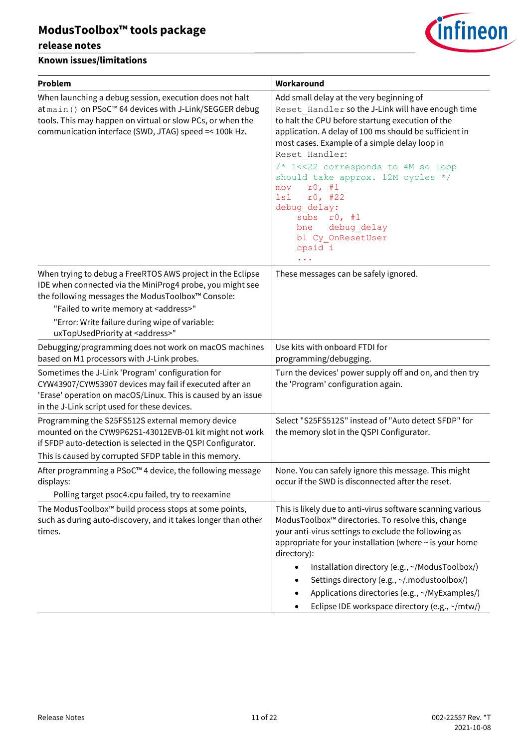### Known issues/limitations

| Problem | Workaround |
|---|---|
| When launching a debug session, execution does not halt at `main()` on PSoC™ 64 devices with J-Link/SEGGER debug tools. This may happen on virtual or slow PCs, or when the communication interface (SWD, JTAG) speed =< 100k Hz. | Add small delay at the very beginning of `Reset_Handler` so the J-Link will have enough time to halt the CPU before startung execution of the application. A delay of 100 ms should be sufficient in most cases. Example of a simple delay loop in `Reset_Handler`:<br>`/* 1<<22 corresponds to 4M so loop should take approx. 12M cycles */`<br>`mov    r0, #1`<br>`lsl    r0, #22`<br>`debug_delay:`<br>`    subs   r0, #1`<br>`    bne    debug_delay`<br>`    bl Cy_OnResetUser`<br>`    cpsid i`<br>`    ...` |
| When trying to debug a FreeRTOS AWS project in the Eclipse IDE when connected via the MiniProg4 probe, you might see the following messages the ModusToolbox™ Console:<br>"Failed to write memory at <address>"<br>"Error: Write failure during wipe of variable: uxTopUsedPriority at <address>" | These messages can be safely ignored. |
| Debugging/programming does not work on macOS machines based on M1 processors with J-Link probes. | Use kits with onboard FTDI for programming/debugging. |
| Sometimes the J-Link 'Program' configuration for CYW43907/CYW53907 devices may fail if executed after an 'Erase' operation on macOS/Linux. This is caused by an issue in the J-Link script used for these devices. | Turn the devices' power supply off and on, and then try the 'Program' configuration again. |
| Programming the S25FS512S external memory device mounted on the CYW9P62S1-43012EVB-01 kit might not work if SFDP auto-detection is selected in the QSPI Configurator.<br>This is caused by corrupted SFDP table in this memory. | Select "S25FS512S" instead of "Auto detect SFDP" for the memory slot in the QSPI Configurator. |
| After programming a PSoC™ 4 device, the following message displays:<br>Polling target psoc4.cpu failed, try to reexamine | None. You can safely ignore this message. This might occur if the SWD is disconnected after the reset. |
| The ModusToolbox™ build process stops at some points, such as during auto-discovery, and it takes longer than other times. | This is likely due to anti-virus software scanning various ModusToolbox™ directories. To resolve this, change your anti-virus settings to exclude the following as appropriate for your installation (where ~ is your home directory):<br>• Installation directory (e.g., ~/ModusToolbox/)<br>• Settings directory (e.g., ~/.modustoolbox/)<br>• Applications directories (e.g., ~/MyExamples/)<br>• Eclipse IDE workspace directory (e.g., ~/mtw/) |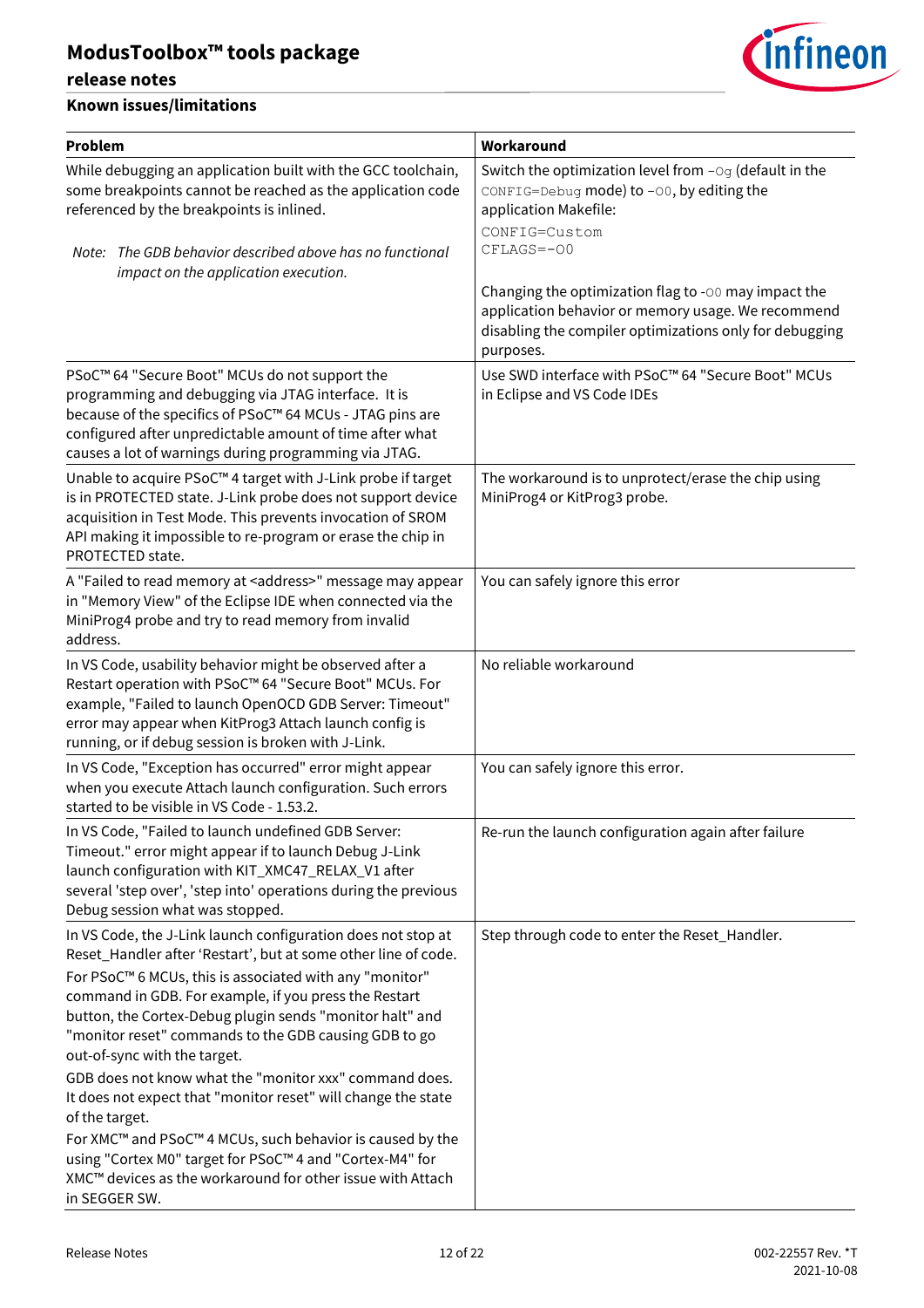### Known issues/limitations

| Problem | Workaround |
|---|---|
| While debugging an application built with the GCC toolchain, some breakpoints cannot be reached as the application code referenced by the breakpoints is inlined.<br><br>*Note: The GDB behavior described above has no functional impact on the application execution.* | Switch the optimization level from `-Og` (default in the `CONFIG=Debug` mode) to `-O0`, by editing the application Makefile:<br>`CONFIG=Custom`<br>`CFLAGS=-O0`<br><br>Changing the optimization flag to `-O0` may impact the application behavior or memory usage. We recommend disabling the compiler optimizations only for debugging purposes. |
| PSoC™ 64 "Secure Boot" MCUs do not support the programming and debugging via JTAG interface. It is because of the specifics of PSoC™ 64 MCUs - JTAG pins are configured after unpredictable amount of time after what causes a lot of warnings during programming via JTAG. | Use SWD interface with PSoC™ 64 "Secure Boot" MCUs in Eclipse and VS Code IDEs |
| Unable to acquire PSoC™ 4 target with J-Link probe if target is in PROTECTED state. J-Link probe does not support device acquisition in Test Mode. This prevents invocation of SROM API making it impossible to re-program or erase the chip in PROTECTED state. | The workaround is to unprotect/erase the chip using MiniProg4 or KitProg3 probe. |
| A "Failed to read memory at <address>" message may appear in "Memory View" of the Eclipse IDE when connected via the MiniProg4 probe and try to read memory from invalid address. | You can safely ignore this error |
| In VS Code, usability behavior might be observed after a Restart operation with PSoC™ 64 "Secure Boot" MCUs. For example, "Failed to launch OpenOCD GDB Server: Timeout" error may appear when KitProg3 Attach launch config is running, or if debug session is broken with J-Link. | No reliable workaround |
| In VS Code, "Exception has occurred" error might appear when you execute Attach launch configuration. Such errors started to be visible in VS Code - 1.53.2. | You can safely ignore this error. |
| In VS Code, "Failed to launch undefined GDB Server: Timeout." error might appear if to launch Debug J-Link launch configuration with KIT_XMC47_RELAX_V1 after several 'step over', 'step into' operations during the previous Debug session what was stopped. | Re-run the launch configuration again after failure |
| In VS Code, the J-Link launch configuration does not stop at Reset_Handler after 'Restart', but at some other line of code.<br>For PSoC™ 6 MCUs, this is associated with any "monitor" command in GDB. For example, if you press the Restart button, the Cortex-Debug plugin sends "monitor halt" and "monitor reset" commands to the GDB causing GDB to go out-of-sync with the target.<br>GDB does not know what the "monitor xxx" command does. It does not expect that "monitor reset" will change the state of the target.<br>For XMC™ and PSoC™ 4 MCUs, such behavior is caused by the using "Cortex M0" target for PSoC™ 4 and "Cortex-M4" for XMC™ devices as the workaround for other issue with Attach in SEGGER SW. | Step through code to enter the Reset_Handler. |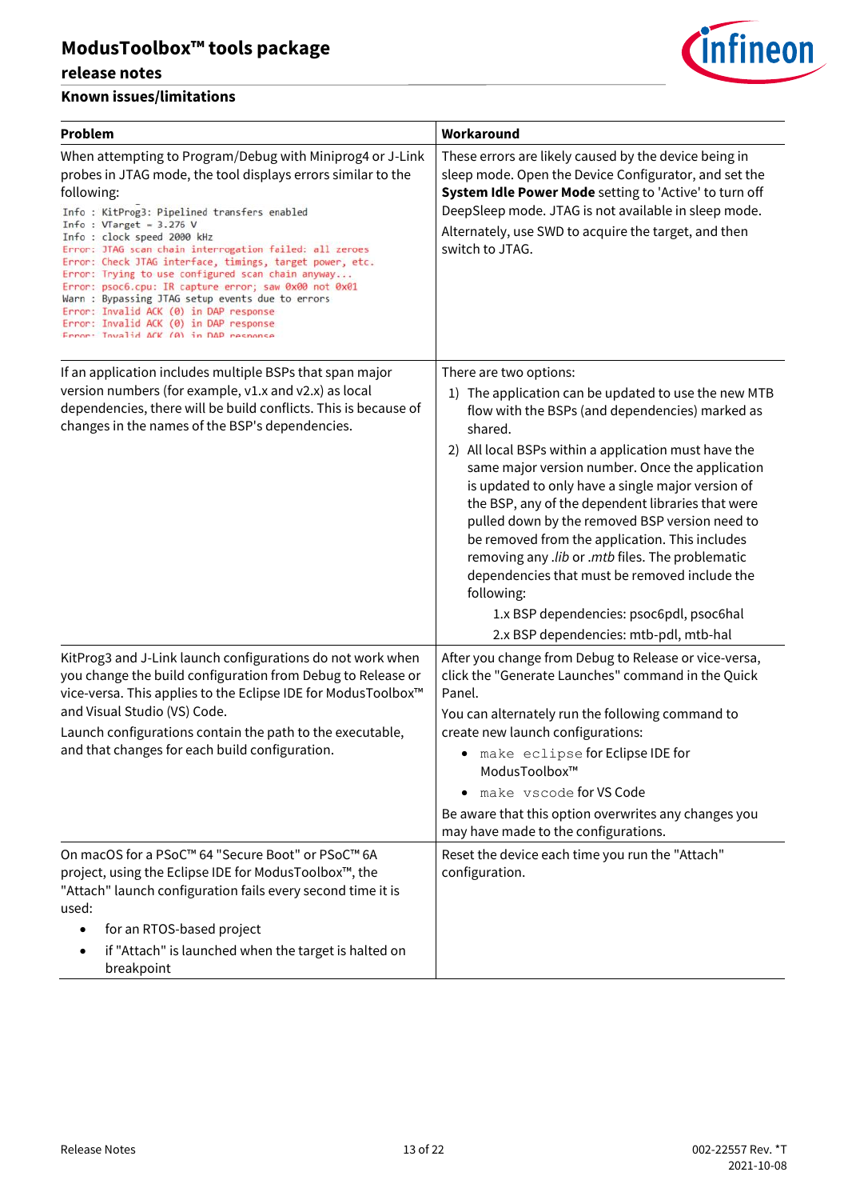### Known issues/limitations

| Problem | Workaround |
| --- | --- |
| When attempting to Program/Debug with Miniprog4 or J-Link probes in JTAG mode, the tool displays errors similar to the following:<br>`Info : KitProg3: Pipelined transfers enabled`<br>`Info : VTarget = 3.276 V`<br>`Info : clock speed 2000 kHz`<br>`Error: JTAG scan chain interrogation failed: all zeroes`<br>`Error: Check JTAG interface, timings, target power, etc.`<br>`Error: Trying to use configured scan chain anyway...`<br>`Error: psoc6.cpu: IR capture error; saw 0x00 not 0x01`<br>`Warn : Bypassing JTAG setup events due to errors`<br>`Error: Invalid ACK (0) in DAP response`<br>`Error: Invalid ACK (0) in DAP response`<br>`Error: Invalid ACK (0) in DAP response` | These errors are likely caused by the device being in sleep mode. Open the Device Configurator, and set the **System Idle Power Mode** setting to 'Active' to turn off DeepSleep mode. JTAG is not available in sleep mode.<br>Alternately, use SWD to acquire the target, and then switch to JTAG. |
| If an application includes multiple BSPs that span major version numbers (for example, v1.x and v2.x) as local dependencies, there will be build conflicts. This is because of changes in the names of the BSP's dependencies. | There are two options:<br>1) The application can be updated to use the new MTB flow with the BSPs (and dependencies) marked as shared.<br>2) All local BSPs within a application must have the same major version number. Once the application is updated to only have a single major version of the BSP, any of the dependent libraries that were pulled down by the removed BSP version need to be removed from the application. This includes removing any *.lib* or *.mtb* files. The problematic dependencies that must be removed include the following:<br>1.x BSP dependencies: psoc6pdl, psoc6hal<br>2.x BSP dependencies: mtb-pdl, mtb-hal |
| KitProg3 and J-Link launch configurations do not work when you change the build configuration from Debug to Release or vice-versa. This applies to the Eclipse IDE for ModusToolbox™ and Visual Studio (VS) Code.<br>Launch configurations contain the path to the executable, and that changes for each build configuration. | After you change from Debug to Release or vice-versa, click the "Generate Launches" command in the Quick Panel.<br>You can alternately run the following command to create new launch configurations:<br>• `make eclipse` for Eclipse IDE for ModusToolbox™<br>• `make vscode` for VS Code<br>Be aware that this option overwrites any changes you may have made to the configurations. |
| On macOS for a PSoC™ 64 "Secure Boot" or PSoC™ 6A project, using the Eclipse IDE for ModusToolbox™, the "Attach" launch configuration fails every second time it is used:<br>• for an RTOS-based project<br>• if "Attach" is launched when the target is halted on breakpoint | Reset the device each time you run the "Attach" configuration. |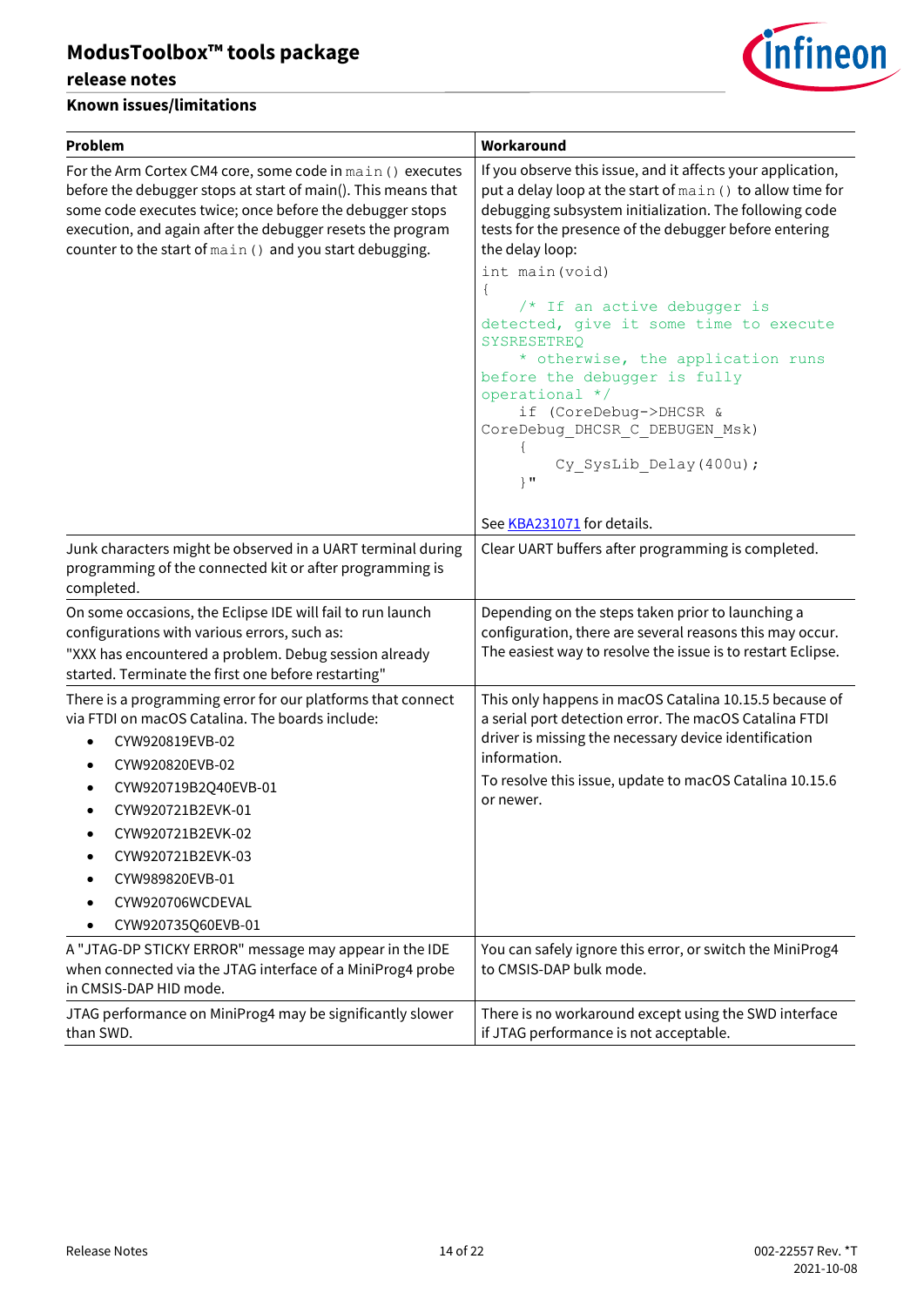## Known issues/limitations

| Problem | Workaround |
|---|---|
| For the Arm Cortex CM4 core, some code in `main()` executes before the debugger stops at start of main(). This means that some code executes twice; once before the debugger stops execution, and again after the debugger resets the program counter to the start of `main()` and you start debugging. | If you observe this issue, and it affects your application, put a delay loop at the start of `main()` to allow time for debugging subsystem initialization. The following code tests for the presence of the debugger before entering the delay loop:<br>`int main(void)`<br>`{`<br>`/* If an active debugger is detected, give it some time to execute SYSRESETREQ`<br>`* otherwise, the application runs before the debugger is fully operational */`<br>`if (CoreDebug->DHCSR & CoreDebug_DHCSR_C_DEBUGEN_Msk)`<br>`{`<br>`Cy_SysLib_Delay(400u);`<br>`}"`<br><br>See KBA231071 for details. |
| Junk characters might be observed in a UART terminal during programming of the connected kit or after programming is completed. | Clear UART buffers after programming is completed. |
| On some occasions, the Eclipse IDE will fail to run launch configurations with various errors, such as:<br>"XXX has encountered a problem. Debug session already started. Terminate the first one before restarting" | Depending on the steps taken prior to launching a configuration, there are several reasons this may occur. The easiest way to resolve the issue is to restart Eclipse. |
| There is a programming error for our platforms that connect via FTDI on macOS Catalina. The boards include:<br>• CYW920819EVB-02<br>• CYW920820EVB-02<br>• CYW920719B2Q40EVB-01<br>• CYW920721B2EVK-01<br>• CYW920721B2EVK-02<br>• CYW920721B2EVK-03<br>• CYW989820EVB-01<br>• CYW920706WCDEVAL<br>• CYW920735Q60EVB-01 | This only happens in macOS Catalina 10.15.5 because of a serial port detection error. The macOS Catalina FTDI driver is missing the necessary device identification information.<br>To resolve this issue, update to macOS Catalina 10.15.6 or newer. |
| A "JTAG-DP STICKY ERROR" message may appear in the IDE when connected via the JTAG interface of a MiniProg4 probe in CMSIS-DAP HID mode. | You can safely ignore this error, or switch the MiniProg4 to CMSIS-DAP bulk mode. |
| JTAG performance on MiniProg4 may be significantly slower than SWD. | There is no workaround except using the SWD interface if JTAG performance is not acceptable. |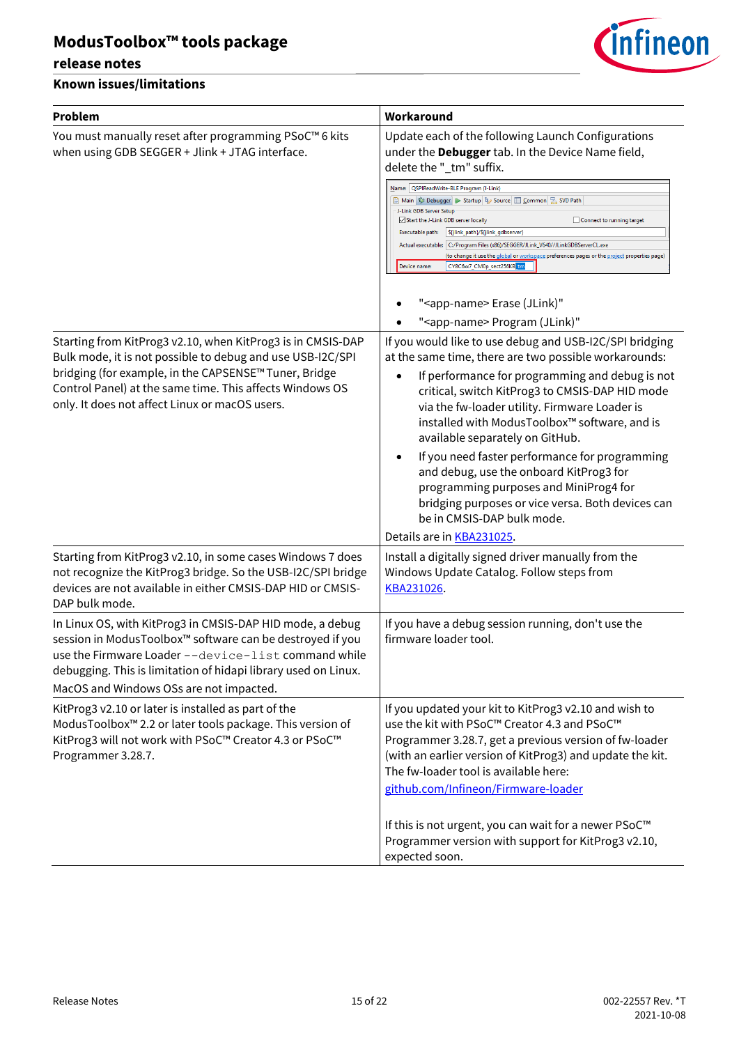### Known issues/limitations

| Problem | Workaround |
|---|---|
| You must manually reset after programming PSoC™ 6 kits when using GDB SEGGER + Jlink + JTAG interface. | Update each of the following Launch Configurations under the **Debugger** tab. In the Device Name field, delete the "_tm" suffix.<br><br>• "<app-name> Erase (JLink)"<br>• "<app-name> Program (JLink)" |
| Starting from KitProg3 v2.10, when KitProg3 is in CMSIS-DAP Bulk mode, it is not possible to debug and use USB-I2C/SPI bridging (for example, in the CAPSENSE™ Tuner, Bridge Control Panel) at the same time. This affects Windows OS only. It does not affect Linux or macOS users. | If you would like to use debug and USB-I2C/SPI bridging at the same time, there are two possible workarounds:<br>• If performance for programming and debug is not critical, switch KitProg3 to CMSIS-DAP HID mode via the fw-loader utility. Firmware Loader is installed with ModusToolbox™ software, and is available separately on GitHub.<br>• If you need faster performance for programming and debug, use the onboard KitProg3 for programming purposes and MiniProg4 for bridging purposes or vice versa. Both devices can be in CMSIS-DAP bulk mode.<br>Details are in KBA231025. |
| Starting from KitProg3 v2.10, in some cases Windows 7 does not recognize the KitProg3 bridge. So the USB-I2C/SPI bridge devices are not available in either CMSIS-DAP HID or CMSIS-DAP bulk mode. | Install a digitally signed driver manually from the Windows Update Catalog. Follow steps from KBA231026. |
| In Linux OS, with KitProg3 in CMSIS-DAP HID mode, a debug session in ModusToolbox™ software can be destroyed if you use the Firmware Loader `--device-list` command while debugging. This is limitation of hidapi library used on Linux. MacOS and Windows OSs are not impacted. | If you have a debug session running, don't use the firmware loader tool. |
| KitProg3 v2.10 or later is installed as part of the ModusToolbox™ 2.2 or later tools package. This version of KitProg3 will not work with PSoC™ Creator 4.3 or PSoC™ Programmer 3.28.7. | If you updated your kit to KitProg3 v2.10 and wish to use the kit with PSoC™ Creator 4.3 and PSoC™ Programmer 3.28.7, get a previous version of fw-loader (with an earlier version of KitProg3) and update the kit. The fw-loader tool is available here:<br>github.com/Infineon/Firmware-loader<br><br>If this is not urgent, you can wait for a newer PSoC™ Programmer version with support for KitProg3 v2.10, expected soon. |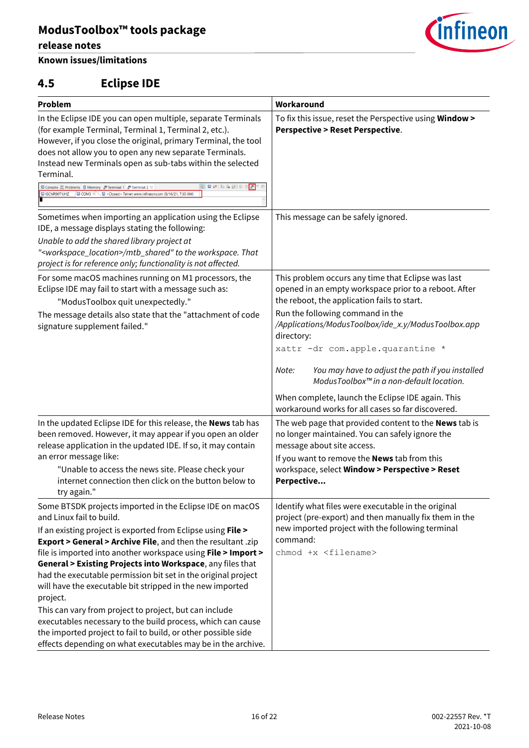## 4.5 Eclipse IDE

| Problem | Workaround |
|---|---|
| In the Eclipse IDE you can open multiple, separate Terminals (for example Terminal, Terminal 1, Terminal 2, etc.). However, if you close the original, primary Terminal, the tool does not allow you to open any new separate Terminals. Instead new Terminals open as sub-tabs within the selected Terminal. | To fix this issue, reset the Perspective using **Window > Perspective > Reset Perspective**. |
| Sometimes when importing an application using the Eclipse IDE, a message displays stating the following: *Unable to add the shared library project at "<workspace_location>/mtb_shared" to the workspace. That project is for reference only; functionality is not affected.* | This message can be safely ignored. |
| For some macOS machines running on M1 processors, the Eclipse IDE may fail to start with a message such as: "ModusToolbox quit unexpectedly." The message details also state that the "attachment of code signature supplement failed." | This problem occurs any time that Eclipse was last opened in an empty workspace prior to a reboot. After the reboot, the application fails to start. Run the following command in the */Applications/ModusToolbox/ide_x.y/ModusToolbox.app* directory: `xattr -dr com.apple.quarantine *` *Note: You may have to adjust the path if you installed ModusToolbox™ in a non-default location.* When complete, launch the Eclipse IDE again. This workaround works for all cases so far discovered. |
| In the updated Eclipse IDE for this release, the **News** tab has been removed. However, it may appear if you open an older release application in the updated IDE. If so, it may contain an error message like: "Unable to access the news site. Please check your internet connection then click on the button below to try again." | The web page that provided content to the **News** tab is no longer maintained. You can safely ignore the message about site access. If you want to remove the **News** tab from this workspace, select **Window > Perspective > Reset Perpective...** |
| Some BTSDK projects imported in the Eclipse IDE on macOS and Linux fail to build. If an existing project is exported from Eclipse using **File > Export > General > Archive File**, and then the resultant .zip file is imported into another workspace using **File > Import > General > Existing Projects into Workspace**, any files that had the executable permission bit set in the original project will have the executable bit stripped in the new imported project. This can vary from project to project, but can include executables necessary to the build process, which can cause the imported project to fail to build, or other possible side effects depending on what executables may be in the archive. | Identify what files were executable in the original project (pre-export) and then manually fix them in the new imported project with the following terminal command: `chmod +x <filename>` |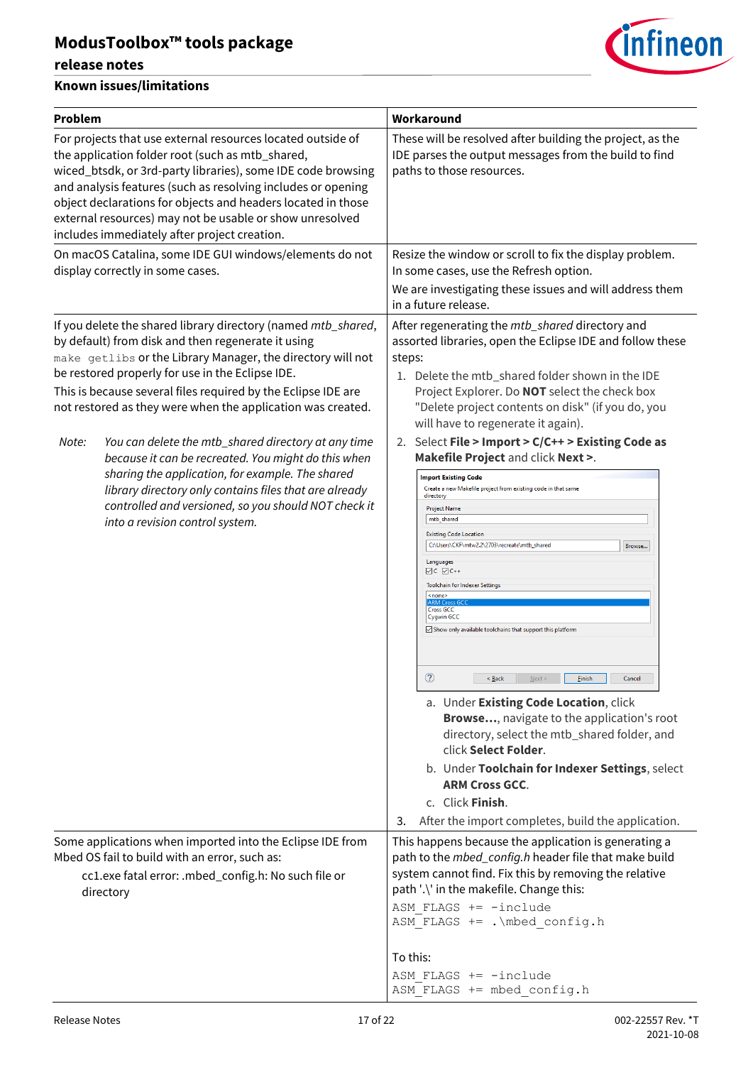### Known issues/limitations

| Problem | Workaround |
| --- | --- |
| For projects that use external resources located outside of the application folder root (such as mtb_shared, wiced_btsdk, or 3rd-party libraries), some IDE code browsing and analysis features (such as resolving includes or opening object declarations for objects and headers located in those external resources) may not be usable or show unresolved includes immediately after project creation. | These will be resolved after building the project, as the IDE parses the output messages from the build to find paths to those resources. |
| On macOS Catalina, some IDE GUI windows/elements do not display correctly in some cases. | Resize the window or scroll to fix the display problem. In some cases, use the Refresh option.<br><br>We are investigating these issues and will address them in a future release. |
| If you delete the shared library directory (named *mtb_shared*, by default) from disk and then regenerate it using `make getlibs` or the Library Manager, the directory will not be restored properly for use in the Eclipse IDE.<br><br>This is because several files required by the Eclipse IDE are not restored as they were when the application was created.<br><br>*Note: You can delete the mtb_shared directory at any time because it can be recreated. You might do this when sharing the application, for example. The shared library directory only contains files that are already controlled and versioned, so you should NOT check it into a revision control system.* | After regenerating the *mtb_shared* directory and assorted libraries, open the Eclipse IDE and follow these steps:<br><br>1. Delete the mtb_shared folder shown in the IDE Project Explorer. Do **NOT** select the check box "Delete project contents on disk" (if you do, you will have to regenerate it again).<br>2. Select **File > Import > C/C++ > Existing Code as Makefile Project** and click **Next >**.<br><br>Import Existing Code<br>Create a new Makefile project from existing code in that same directory<br>Project Name: mtb_shared<br>Existing Code Location: C:\Users\CKF\mtw2.2\2703\recreate\mtb_shared [Browse...]<br>Languages: ☑ C ☑ C++<br>Toolchain for Indexer Settings: <none> / ARM Cross GCC / Cross GCC / Cygwin GCC<br>☑ Show only available toolchains that support this platform<br>[< Back] [Next >] [Finish] [Cancel]<br><br>a. Under **Existing Code Location**, click **Browse…**, navigate to the application's root directory, select the mtb_shared folder, and click **Select Folder**.<br>b. Under **Toolchain for Indexer Settings**, select **ARM Cross GCC**.<br>c. Click **Finish**.<br><br>3. After the import completes, build the application. |
| Some applications when imported into the Eclipse IDE from Mbed OS fail to build with an error, such as:<br><br>cc1.exe fatal error: .mbed_config.h: No such file or directory | This happens because the application is generating a path to the *mbed_config.h* header file that make build system cannot find. Fix this by removing the relative path '.\' in the makefile. Change this:<br><br>`ASM_FLAGS += -include`<br>`ASM_FLAGS += .\mbed_config.h`<br><br>To this:<br><br>`ASM_FLAGS += -include`<br>`ASM_FLAGS += mbed_config.h` |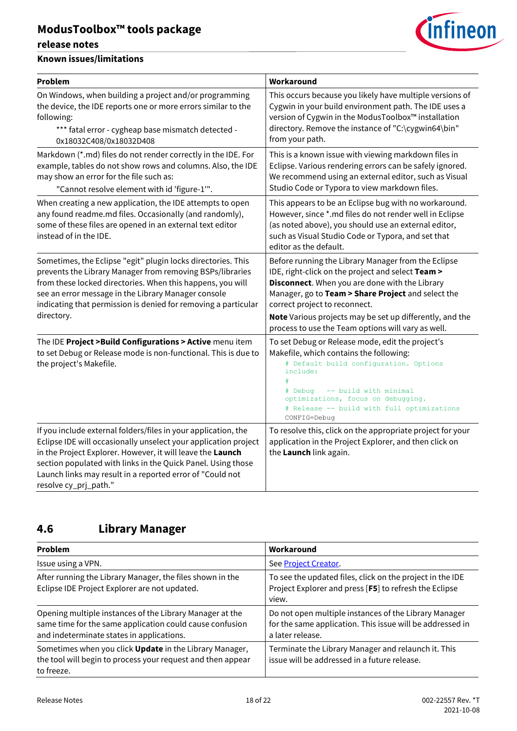### Known issues/limitations

| Problem | Workaround |
|---|---|
| On Windows, when building a project and/or programming the device, the IDE reports one or more errors similar to the following:<br>*** fatal error - cygheap base mismatch detected - 0x18032C408/0x18032D408 | This occurs because you likely have multiple versions of Cygwin in your build environment path. The IDE uses a version of Cygwin in the ModusToolbox™ installation directory. Remove the instance of "C:\cygwin64\bin" from your path. |
| Markdown (*.md) files do not render correctly in the IDE. For example, tables do not show rows and columns. Also, the IDE may show an error for the file such as:<br>"Cannot resolve element with id 'figure-1'". | This is a known issue with viewing markdown files in Eclipse. Various rendering errors can be safely ignored. We recommend using an external editor, such as Visual Studio Code or Typora to view markdown files. |
| When creating a new application, the IDE attempts to open any found readme.md files. Occasionally (and randomly), some of these files are opened in an external text editor instead of in the IDE. | This appears to be an Eclipse bug with no workaround. However, since *.md files do not render well in Eclipse (as noted above), you should use an external editor, such as Visual Studio Code or Typora, and set that editor as the default. |
| Sometimes, the Eclipse "egit" plugin locks directories. This prevents the Library Manager from removing BSPs/libraries from these locked directories. When this happens, you will see an error message in the Library Manager console indicating that permission is denied for removing a particular directory. | Before running the Library Manager from the Eclipse IDE, right-click on the project and select **Team > Disconnect**. When you are done with the Library Manager, go to **Team > Share Project** and select the correct project to reconnect.<br>**Note** Various projects may be set up differently, and the process to use the Team options will vary as well. |
| The IDE **Project >Build Configurations > Active** menu item to set Debug or Release mode is non-functional. This is due to the project's Makefile. | To set Debug or Release mode, edit the project's Makefile, which contains the following:<br>`# Default build configuration. Options include:`<br>`#`<br>`# Debug   -- build with minimal optimizations, focus on debugging.`<br>`# Release -- build with full optimizations`<br>`CONFIG=Debug` |
| If you include external folders/files in your application, the Eclipse IDE will occasionally unselect your application project in the Project Explorer. However, it will leave the **Launch** section populated with links in the Quick Panel. Using those Launch links may result in a reported error of "Could not resolve cy_prj_path." | To resolve this, click on the appropriate project for your application in the Project Explorer, and then click on the **Launch** link again. |

## 4.6 Library Manager

| Problem | Workaround |
|---|---|
| Issue using a VPN. | See Project Creator. |
| After running the Library Manager, the files shown in the Eclipse IDE Project Explorer are not updated. | To see the updated files, click on the project in the IDE Project Explorer and press [**F5**] to refresh the Eclipse view. |
| Opening multiple instances of the Library Manager at the same time for the same application could cause confusion and indeterminate states in applications. | Do not open multiple instances of the Library Manager for the same application. This issue will be addressed in a later release. |
| Sometimes when you click **Update** in the Library Manager, the tool will begin to process your request and then appear to freeze. | Terminate the Library Manager and relaunch it. This issue will be addressed in a future release. |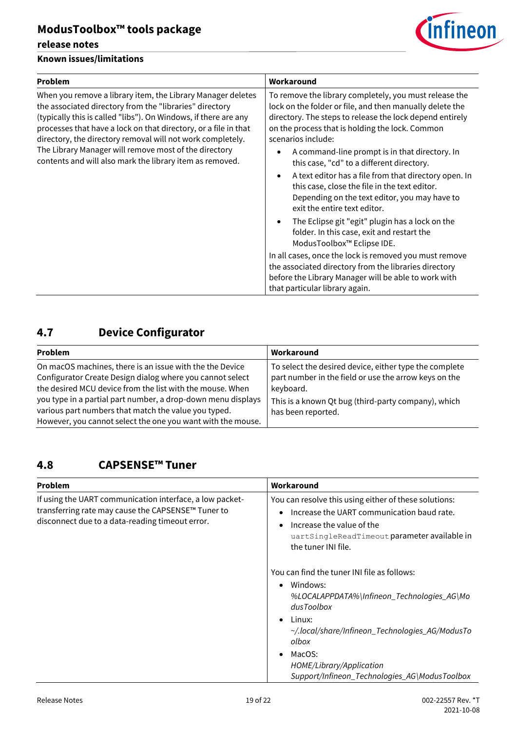| Problem | Workaround |
|---|---|
| When you remove a library item, the Library Manager deletes the associated directory from the "libraries" directory (typically this is called "libs"). On Windows, if there are any processes that have a lock on that directory, or a file in that directory, the directory removal will not work completely. The Library Manager will remove most of the directory contents and will also mark the library item as removed. | To remove the library completely, you must release the lock on the folder or file, and then manually delete the directory. The steps to release the lock depend entirely on the process that is holding the lock. Common scenarios include:<br>• A command-line prompt is in that directory. In this case, "cd" to a different directory.<br>• A text editor has a file from that directory open. In this case, close the file in the text editor. Depending on the text editor, you may have to exit the entire text editor.<br>• The Eclipse git "egit" plugin has a lock on the folder. In this case, exit and restart the ModusToolbox™ Eclipse IDE.<br>In all cases, once the lock is removed you must remove the associated directory from the libraries directory before the Library Manager will be able to work with that particular library again. |

## 4.7 Device Configurator

| Problem | Workaround |
|---|---|
| On macOS machines, there is an issue with the the Device Configurator Create Design dialog where you cannot select the desired MCU device from the list with the mouse. When you type in a partial part number, a drop-down menu displays various part numbers that match the value you typed. However, you cannot select the one you want with the mouse. | To select the desired device, either type the complete part number in the field or use the arrow keys on the keyboard.<br>This is a known Qt bug (third-party company), which has been reported. |

## 4.8 CAPSENSE™ Tuner

| Problem | Workaround |
|---|---|
| If using the UART communication interface, a low packet-transferring rate may cause the CAPSENSE™ Tuner to disconnect due to a data-reading timeout error. | You can resolve this using either of these solutions:<br>• Increase the UART communication baud rate.<br>• Increase the value of the `uartSingleReadTimeout` parameter available in the tuner INI file.<br><br>You can find the tuner INI file as follows:<br>• Windows: *%LOCALAPPDATA%\Infineon_Technologies_AG\ModusToolbox*<br>• Linux: *~/.local/share/Infineon_Technologies_AG/ModusToolbox*<br>• MacOS: *HOME/Library/Application Support/Infineon_Technologies_AG\ModusToolbox* |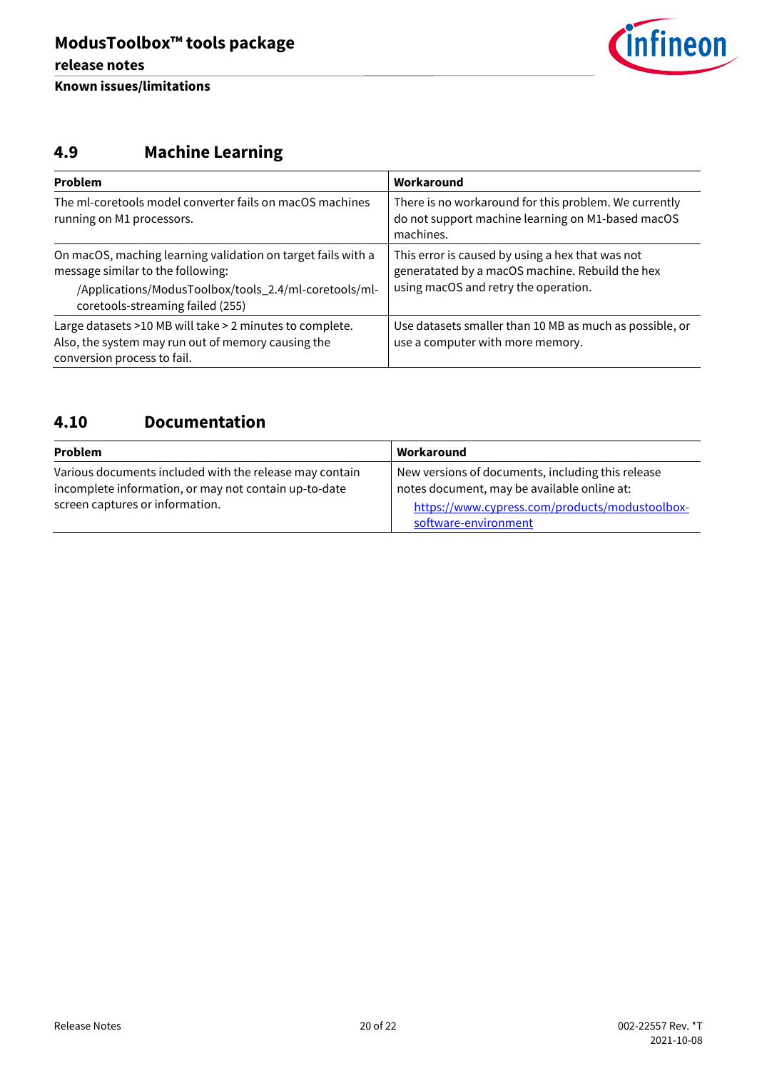## 4.9 Machine Learning

| Problem | Workaround |
|---|---|
| The ml-coretools model converter fails on macOS machines running on M1 processors. | There is no workaround for this problem. We currently do not support machine learning on M1-based macOS machines. |
| On macOS, maching learning validation on target fails with a message similar to the following: /Applications/ModusToolbox/tools_2.4/ml-coretools/ml-coretools-streaming failed (255) | This error is caused by using a hex that was not generatated by a macOS machine. Rebuild the hex using macOS and retry the operation. |
| Large datasets >10 MB will take > 2 minutes to complete. Also, the system may run out of memory causing the conversion process to fail. | Use datasets smaller than 10 MB as much as possible, or use a computer with more memory. |

## 4.10 Documentation

| Problem | Workaround |
|---|---|
| Various documents included with the release may contain incomplete information, or may not contain up-to-date screen captures or information. | New versions of documents, including this release notes document, may be available online at: https://www.cypress.com/products/modustoolbox-software-environment |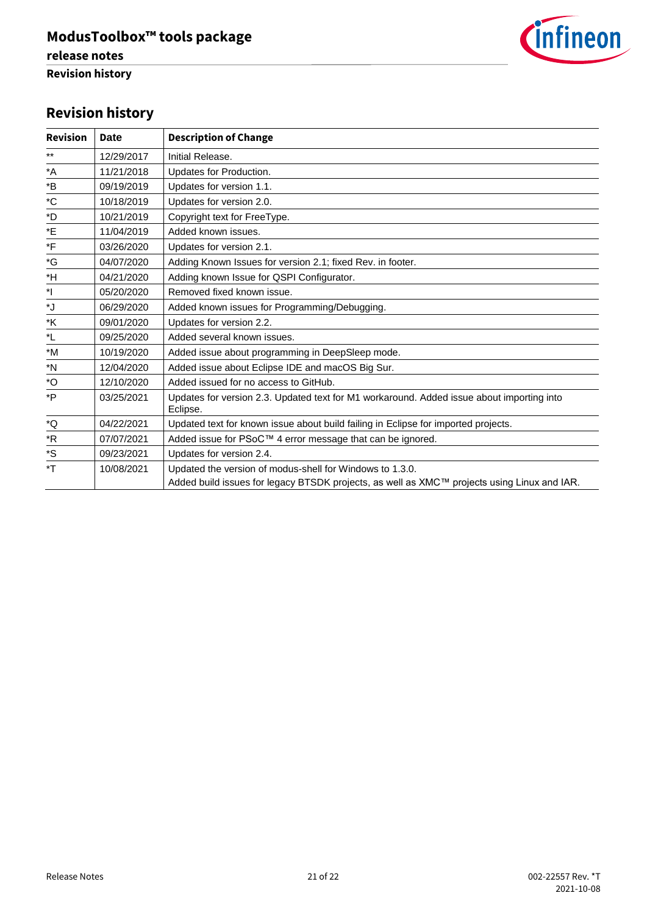## Revision history

| Revision | Date | Description of Change |
|---|---|---|
| ** | 12/29/2017 | Initial Release. |
| *A | 11/21/2018 | Updates for Production. |
| *B | 09/19/2019 | Updates for version 1.1. |
| *C | 10/18/2019 | Updates for version 2.0. |
| *D | 10/21/2019 | Copyright text for FreeType. |
| *E | 11/04/2019 | Added known issues. |
| *F | 03/26/2020 | Updates for version 2.1. |
| *G | 04/07/2020 | Adding Known Issues for version 2.1; fixed Rev. in footer. |
| *H | 04/21/2020 | Adding known Issue for QSPI Configurator. |
| *I | 05/20/2020 | Removed fixed known issue. |
| *J | 06/29/2020 | Added known issues for Programming/Debugging. |
| *K | 09/01/2020 | Updates for version 2.2. |
| *L | 09/25/2020 | Added several known issues. |
| *M | 10/19/2020 | Added issue about programming in DeepSleep mode. |
| *N | 12/04/2020 | Added issue about Eclipse IDE and macOS Big Sur. |
| *O | 12/10/2020 | Added issued for no access to GitHub. |
| *P | 03/25/2021 | Updates for version 2.3. Updated text for M1 workaround. Added issue about importing into Eclipse. |
| *Q | 04/22/2021 | Updated text for known issue about build failing in Eclipse for imported projects. |
| *R | 07/07/2021 | Added issue for PSoC™ 4 error message that can be ignored. |
| *S | 09/23/2021 | Updates for version 2.4. |
| *T | 10/08/2021 | Updated the version of modus-shell for Windows to 1.3.0. Added build issues for legacy BTSDK projects, as well as XMC™ projects using Linux and IAR. |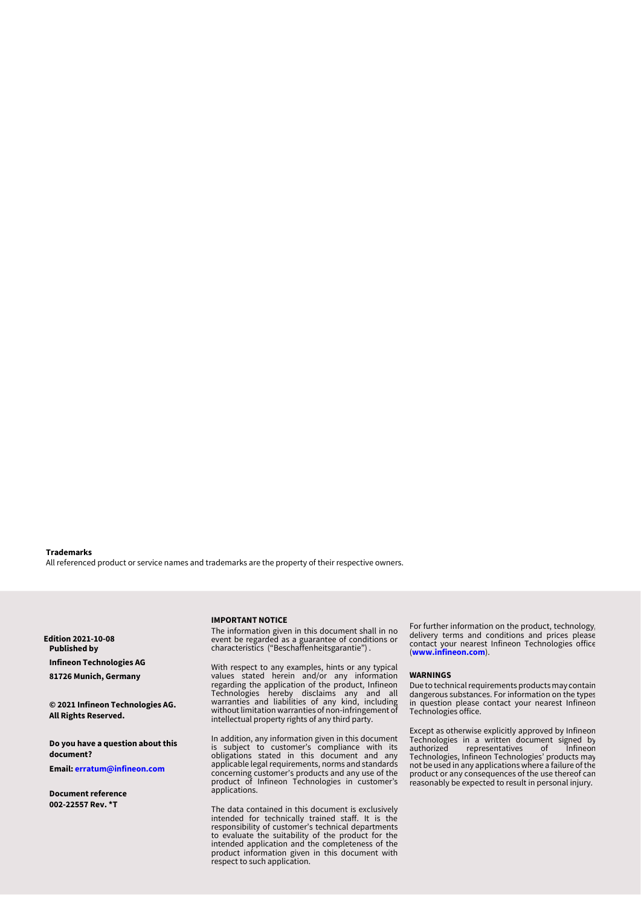**Trademarks**

All referenced product or service names and trademarks are the property of their respective owners.

**Edition 2021-10-08**
**Published by**

**Infineon Technologies AG**

**81726 Munich, Germany**

**© 2021 Infineon Technologies AG.**
**All Rights Reserved.**

**Do you have a question about this document?**

**Email: erratum@infineon.com**

**Document reference**
**002-22557 Rev. *T**

**IMPORTANT NOTICE**

The information given in this document shall in no event be regarded as a guarantee of conditions or characteristics ("Beschaffenheitsgarantie").

With respect to any examples, hints or any typical values stated herein and/or any information regarding the application of the product, Infineon Technologies hereby disclaims any and all warranties and liabilities of any kind, including without limitation warranties of non-infringement of intellectual property rights of any third party.

In addition, any information given in this document is subject to customer's compliance with its obligations stated in this document and any applicable legal requirements, norms and standards concerning customer's products and any use of the product of Infineon Technologies in customer's applications.

The data contained in this document is exclusively intended for technically trained staff. It is the responsibility of customer's technical departments to evaluate the suitability of the product for the intended application and the completeness of the product information given in this document with respect to such application.

For further information on the product, technology, delivery terms and conditions and prices please contact your nearest Infineon Technologies office (**www.infineon.com**).

**WARNINGS**

Due to technical requirements products may contain dangerous substances. For information on the types in question please contact your nearest Infineon Technologies office.

Except as otherwise explicitly approved by Infineon Technologies in a written document signed by authorized representatives of Infineon Technologies, Infineon Technologies' products may not be used in any applications where a failure of the product or any consequences of the use thereof can reasonably be expected to result in personal injury.